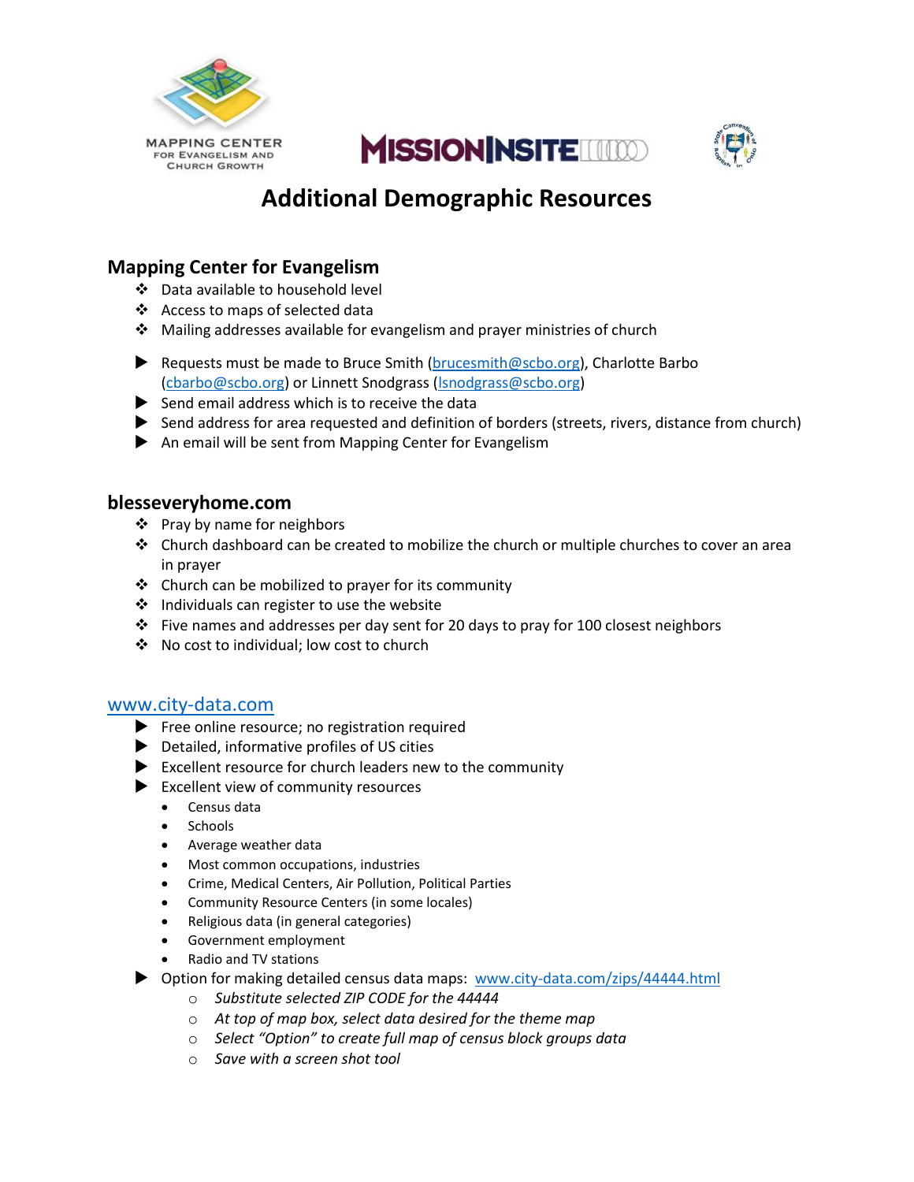MAPPING CENTER FOR EVANGELISM AND CHURCH GROWTH

MISSIONINSITE

# Additional Demographic Resources

## Mapping Center for Evangelism

- Data available to household level
- Access to maps of selected data
- Mailing addresses available for evangelism and prayer ministries of church

- Requests must be made to Bruce Smith (brucesmith@scbo.org), Charlotte Barbo (cbarbo@scbo.org) or Linnett Snodgrass (lsnodgrass@scbo.org)
- Send email address which is to receive the data
- Send address for area requested and definition of borders (streets, rivers, distance from church)
- An email will be sent from Mapping Center for Evangelism

## blesseveryhome.com

- Pray by name for neighbors
- Church dashboard can be created to mobilize the church or multiple churches to cover an area in prayer
- Church can be mobilized to prayer for its community
- Individuals can register to use the website
- Five names and addresses per day sent for 20 days to pray for 100 closest neighbors
- No cost to individual; low cost to church

## www.city-data.com

- Free online resource; no registration required
- Detailed, informative profiles of US cities
- Excellent resource for church leaders new to the community
- Excellent view of community resources
  - Census data
  - Schools
  - Average weather data
  - Most common occupations, industries
  - Crime, Medical Centers, Air Pollution, Political Parties
  - Community Resource Centers (in some locales)
  - Religious data (in general categories)
  - Government employment
  - Radio and TV stations
- Option for making detailed census data maps: www.city-data.com/zips/44444.html
  - *Substitute selected ZIP CODE for the 44444*
  - *At top of map box, select data desired for the theme map*
  - *Select "Option" to create full map of census block groups data*
  - *Save with a screen shot tool*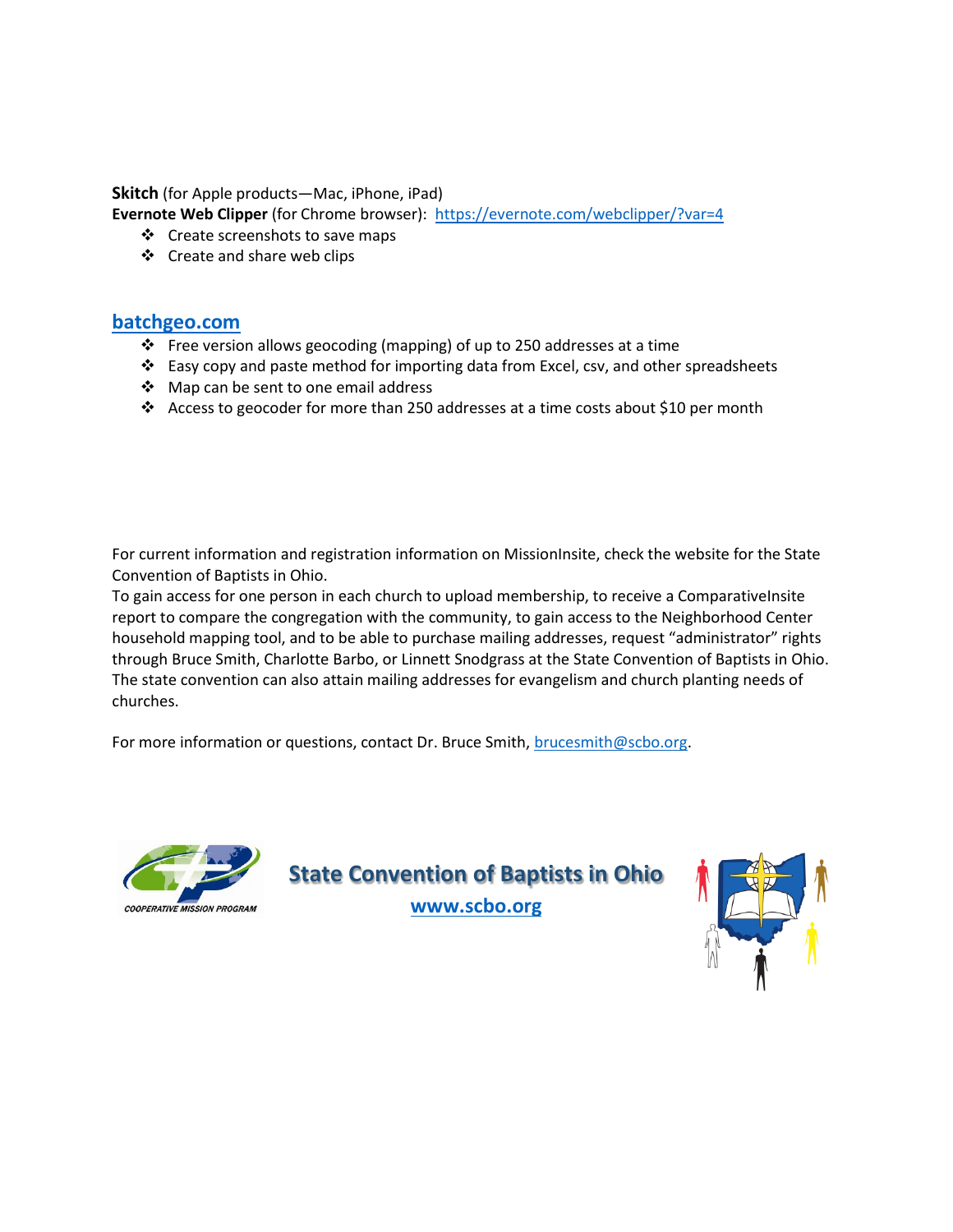**Skitch** (for Apple products—Mac, iPhone, iPad)
**Evernote Web Clipper** (for Chrome browser): https://evernote.com/webclipper/?var=4

- Create screenshots to save maps
- Create and share web clips

## batchgeo.com

- Free version allows geocoding (mapping) of up to 250 addresses at a time
- Easy copy and paste method for importing data from Excel, csv, and other spreadsheets
- Map can be sent to one email address
- Access to geocoder for more than 250 addresses at a time costs about $10 per month

For current information and registration information on MissionInsite, check the website for the State Convention of Baptists in Ohio.
To gain access for one person in each church to upload membership, to receive a ComparativeInsite report to compare the congregation with the community, to gain access to the Neighborhood Center household mapping tool, and to be able to purchase mailing addresses, request "administrator" rights through Bruce Smith, Charlotte Barbo, or Linnett Snodgrass at the State Convention of Baptists in Ohio. The state convention can also attain mailing addresses for evangelism and church planting needs of churches.

For more information or questions, contact Dr. Bruce Smith, brucesmith@scbo.org.

COOPERATIVE MISSION PROGRAM

**State Convention of Baptists in Ohio**
www.scbo.org